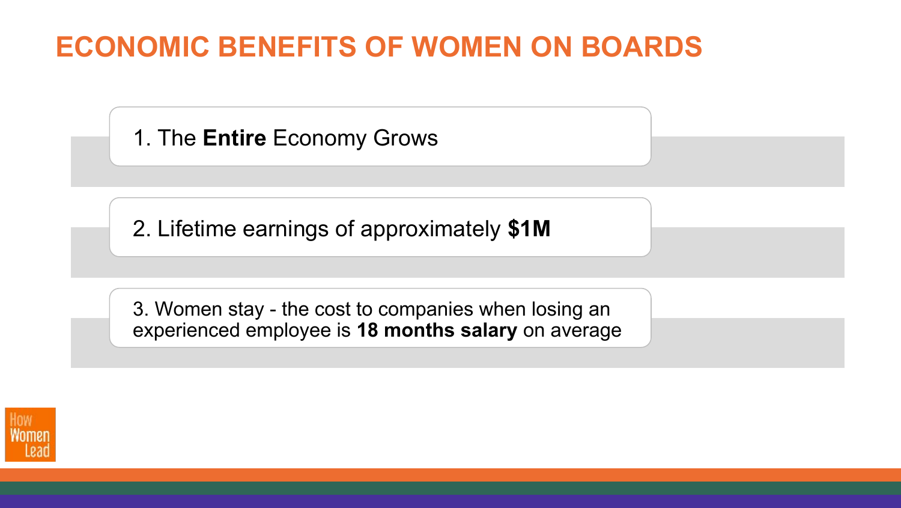# ECONOMIC BENEFITS OF WOMEN ON BOARDS

1. The **Entire** Economy Grows

2. Lifetime earnings of approximately **$1M**

3. Women stay - the cost to companies when losing an experienced employee is **18 months salary** on average

How Women Lead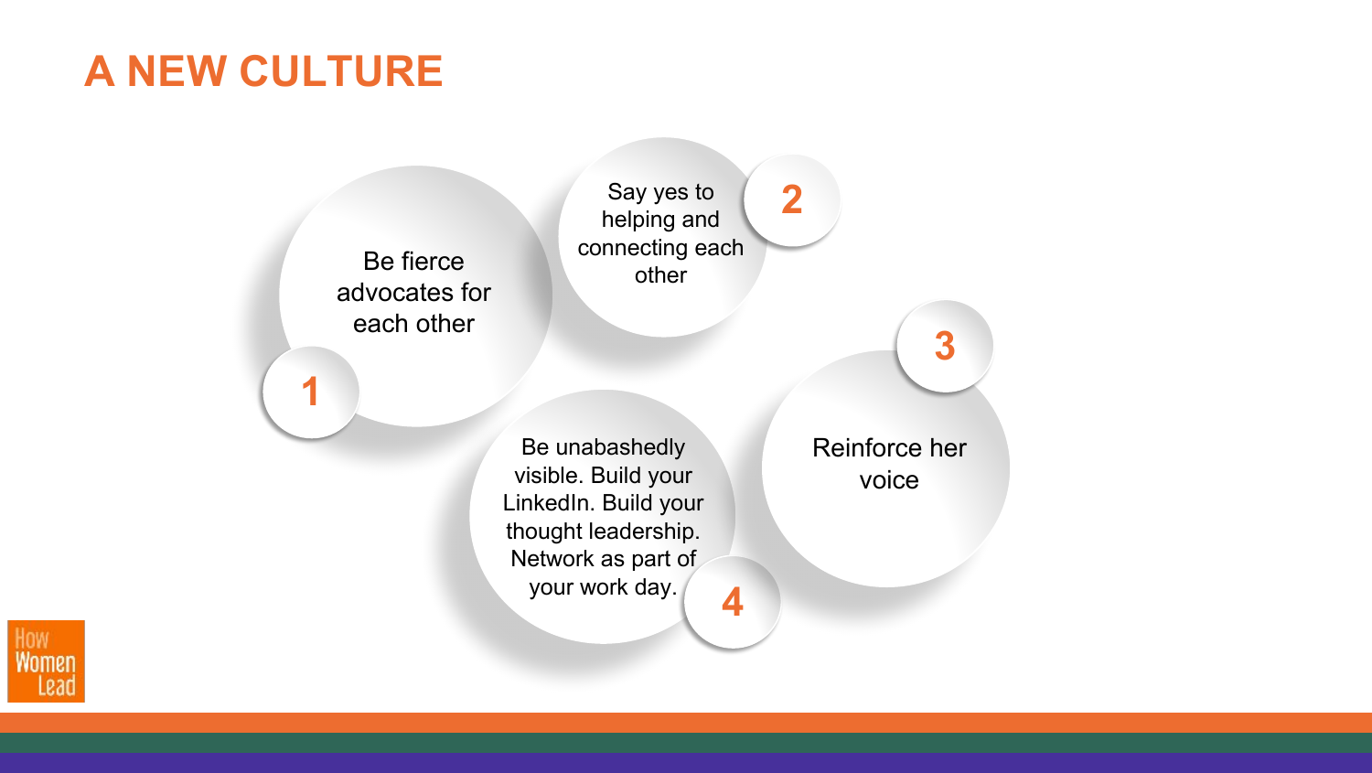# A NEW CULTURE

1. Be fierce advocates for each other
2. Say yes to helping and connecting each other
3. Reinforce her voice
4. Be unabashedly visible. Build your LinkedIn. Build your thought leadership. Network as part of your work day.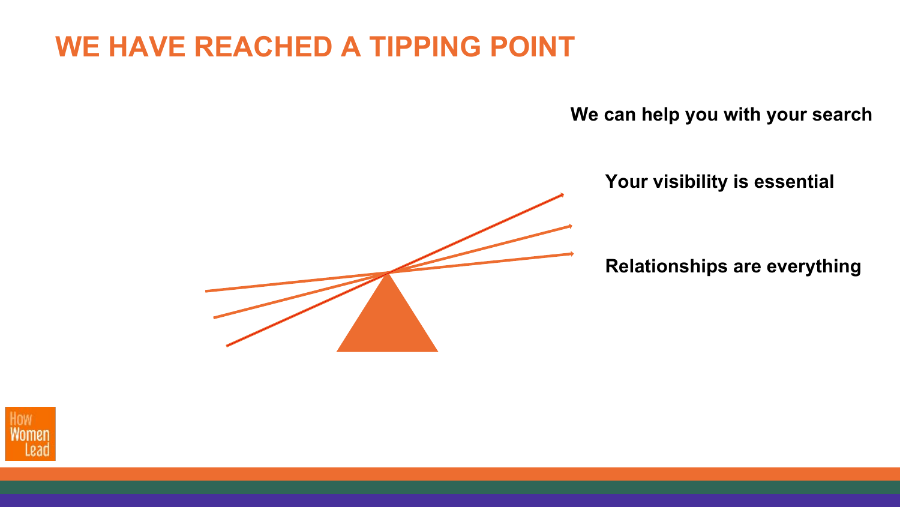# WE HAVE REACHED A TIPPING POINT

**We can help you with your search**

**Your visibility is essential**

**Relationships are everything**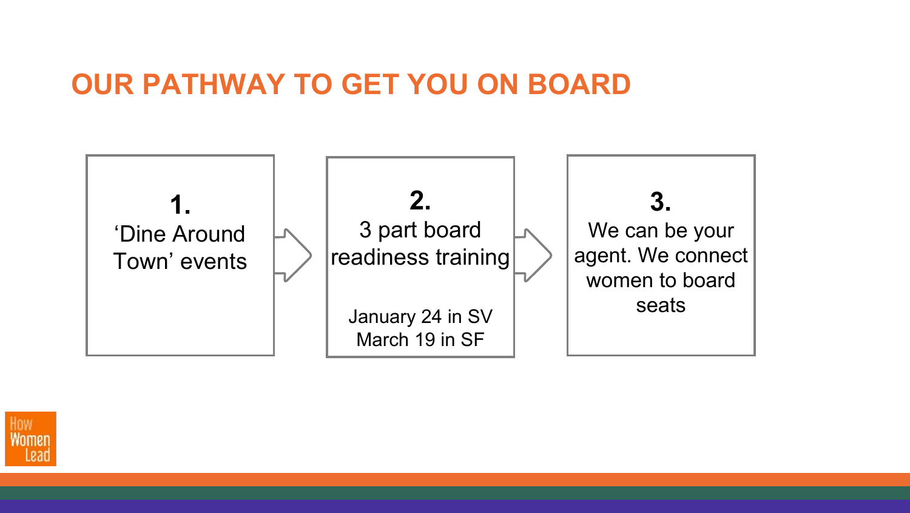# OUR PATHWAY TO GET YOU ON BOARD

**1.**
'Dine Around Town' events

**2.**
3 part board readiness training

January 24 in SV
March 19 in SF

**3.**
We can be your agent. We connect women to board seats

How Women Lead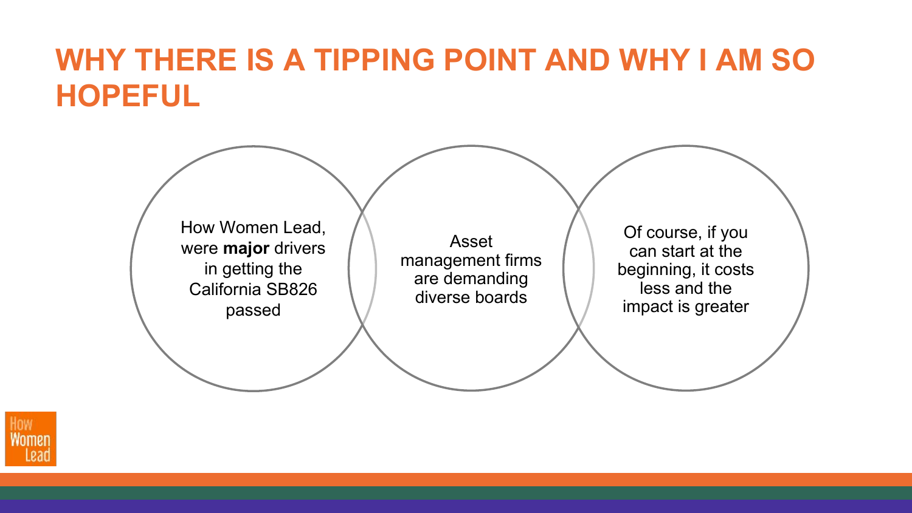# WHY THERE IS A TIPPING POINT AND WHY I AM SO HOPEFUL

- How Women Lead, were **major** drivers in getting the California SB826 passed
- Asset management firms are demanding diverse boards
- Of course, if you can start at the beginning, it costs less and the impact is greater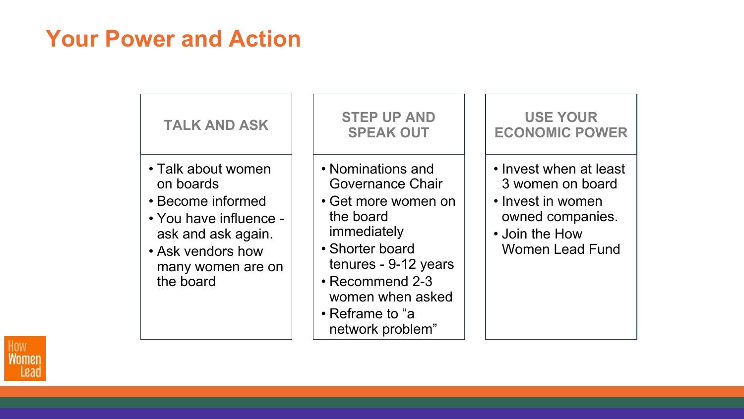# Your Power and Action

## TALK AND ASK

- Talk about women on boards
- Become informed
- You have influence - ask and ask again.
- Ask vendors how many women are on the board

## STEP UP AND SPEAK OUT

- Nominations and Governance Chair
- Get more women on the board immediately
- Shorter board tenures - 9-12 years
- Recommend 2-3 women when asked
- Reframe to "a network problem"

## USE YOUR ECONOMIC POWER

- Invest when at least 3 women on board
- Invest in women owned companies.
- Join the How Women Lead Fund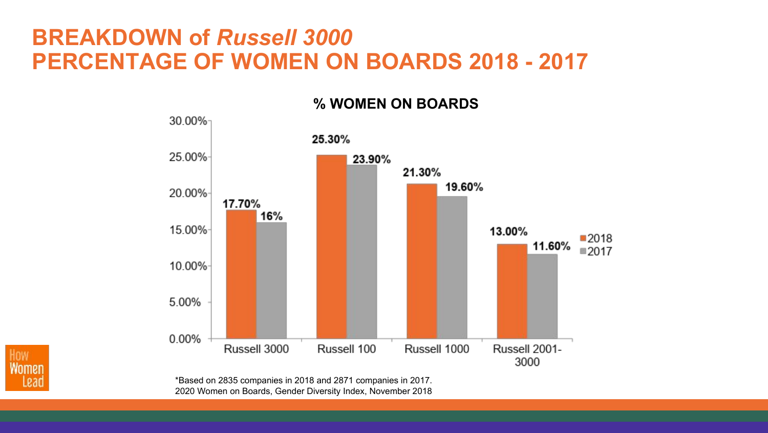# BREAKDOWN of *Russell 3000* PERCENTAGE OF WOMEN ON BOARDS 2018 - 2017

**% WOMEN ON BOARDS**

| | 2018 | 2017 |
|---|---|---|
| Russell 3000 | 17.70% | 16% |
| Russell 100 | 25.30% | 23.90% |
| Russell 1000 | 21.30% | 19.60% |
| Russell 2001-3000 | 13.00% | 11.60% |

*Based on 2835 companies in 2018 and 2871 companies in 2017.
2020 Women on Boards, Gender Diversity Index, November 2018

How Women Lead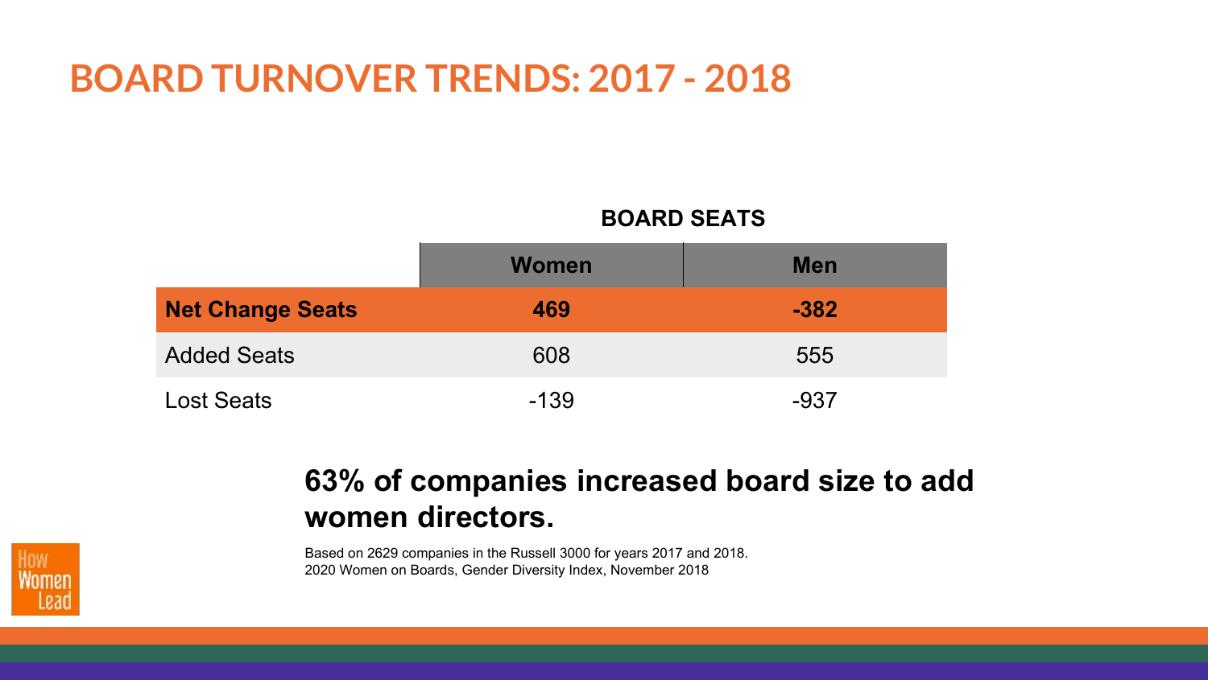# BOARD TURNOVER TRENDS: 2017 - 2018

| | BOARD SEATS | |
|---|---|---|
| | **Women** | **Men** |
| **Net Change Seats** | **469** | **-382** |
| Added Seats | 608 | 555 |
| Lost Seats | -139 | -937 |

**63% of companies increased board size to add women directors.**

Based on 2629 companies in the Russell 3000 for years 2017 and 2018.
2020 Women on Boards, Gender Diversity Index, November 2018

How Women Lead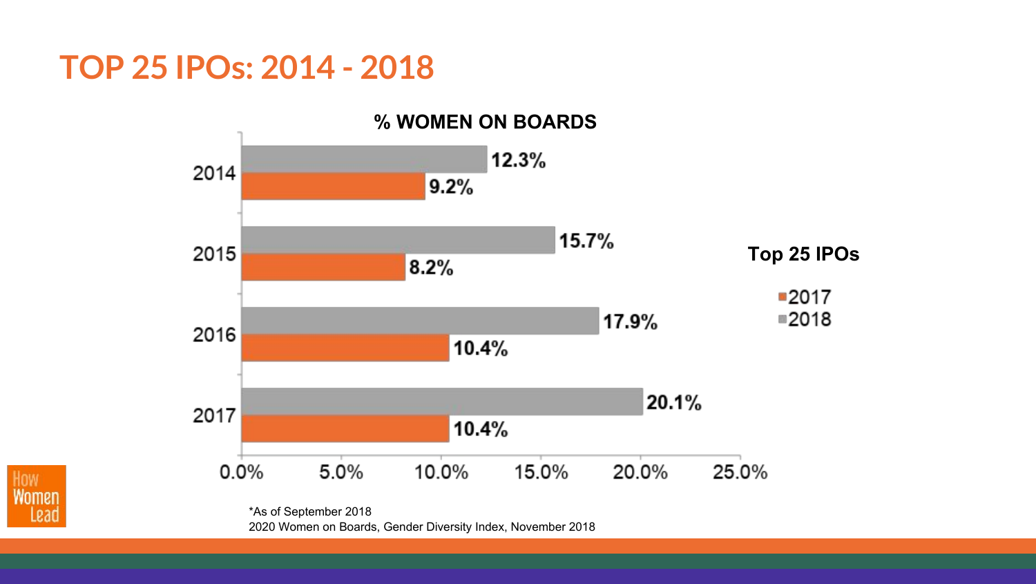# TOP 25 IPOs: 2014 - 2018

**% WOMEN ON BOARDS**

Top 25 IPOs

| Year | 2017 | 2018 |
|---|---|---|
| 2014 | 9.2% | 12.3% |
| 2015 | 8.2% | 15.7% |
| 2016 | 10.4% | 17.9% |
| 2017 | 10.4% | 20.1% |

*As of September 2018

2020 Women on Boards, Gender Diversity Index, November 2018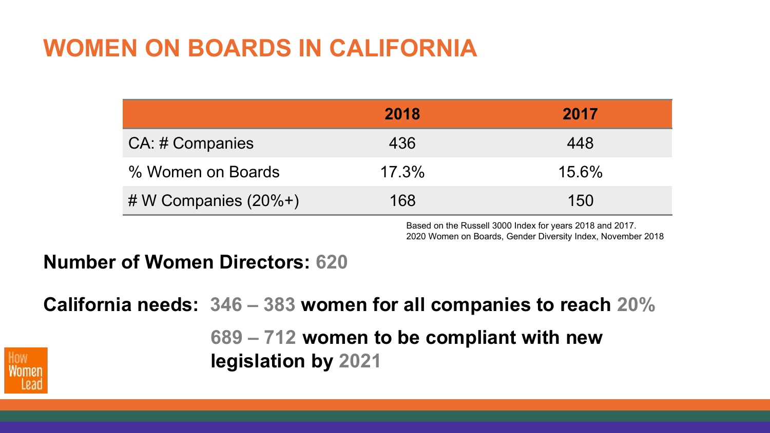# WOMEN ON BOARDS IN CALIFORNIA

| | 2018 | 2017 |
|---|---|---|
| CA: # Companies | 436 | 448 |
| % Women on Boards | 17.3% | 15.6% |
| # W Companies (20%+) | 168 | 150 |

Based on the Russell 3000 Index for years 2018 and 2017.
2020 Women on Boards, Gender Diversity Index, November 2018

**Number of Women Directors: 620**

**California needs: 346 – 383 women for all companies to reach 20%**

**689 – 712 women to be compliant with new legislation by 2021**

How Women Lead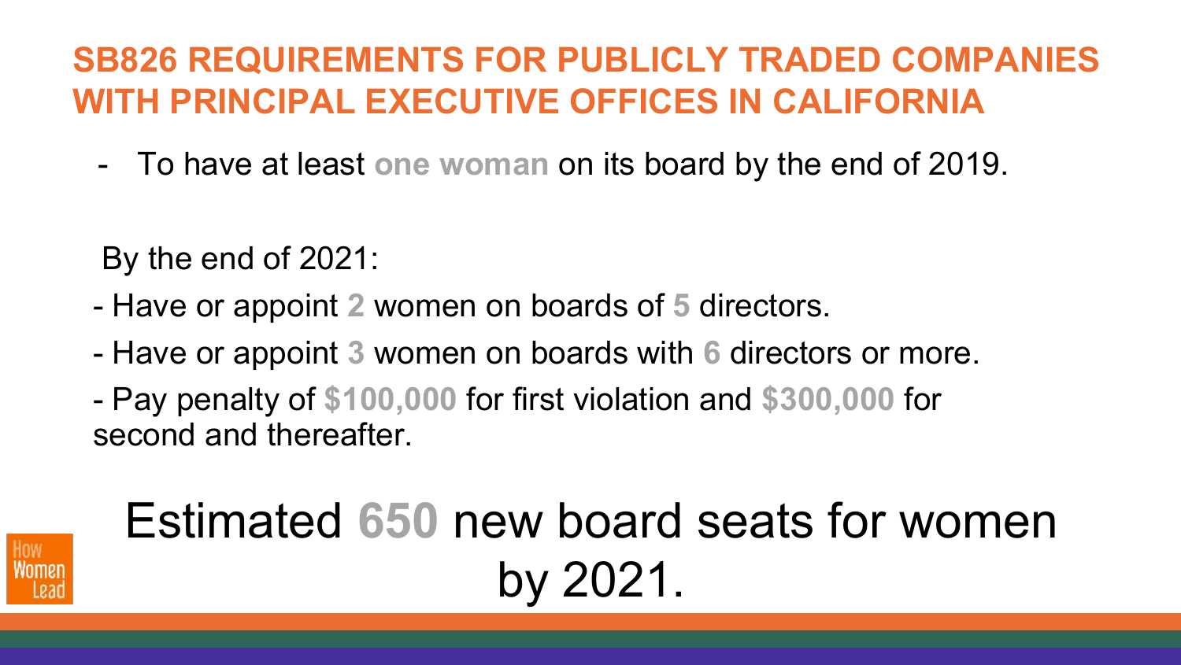## SB826 REQUIREMENTS FOR PUBLICLY TRADED COMPANIES WITH PRINCIPAL EXECUTIVE OFFICES IN CALIFORNIA

- To have at least **one woman** on its board by the end of 2019.

By the end of 2021:

- Have or appoint **2** women on boards of **5** directors.
- Have or appoint **3** women on boards with **6** directors or more.
- Pay penalty of **$100,000** for first violation and **$300,000** for second and thereafter.

Estimated **650** new board seats for women by 2021.

How Women Lead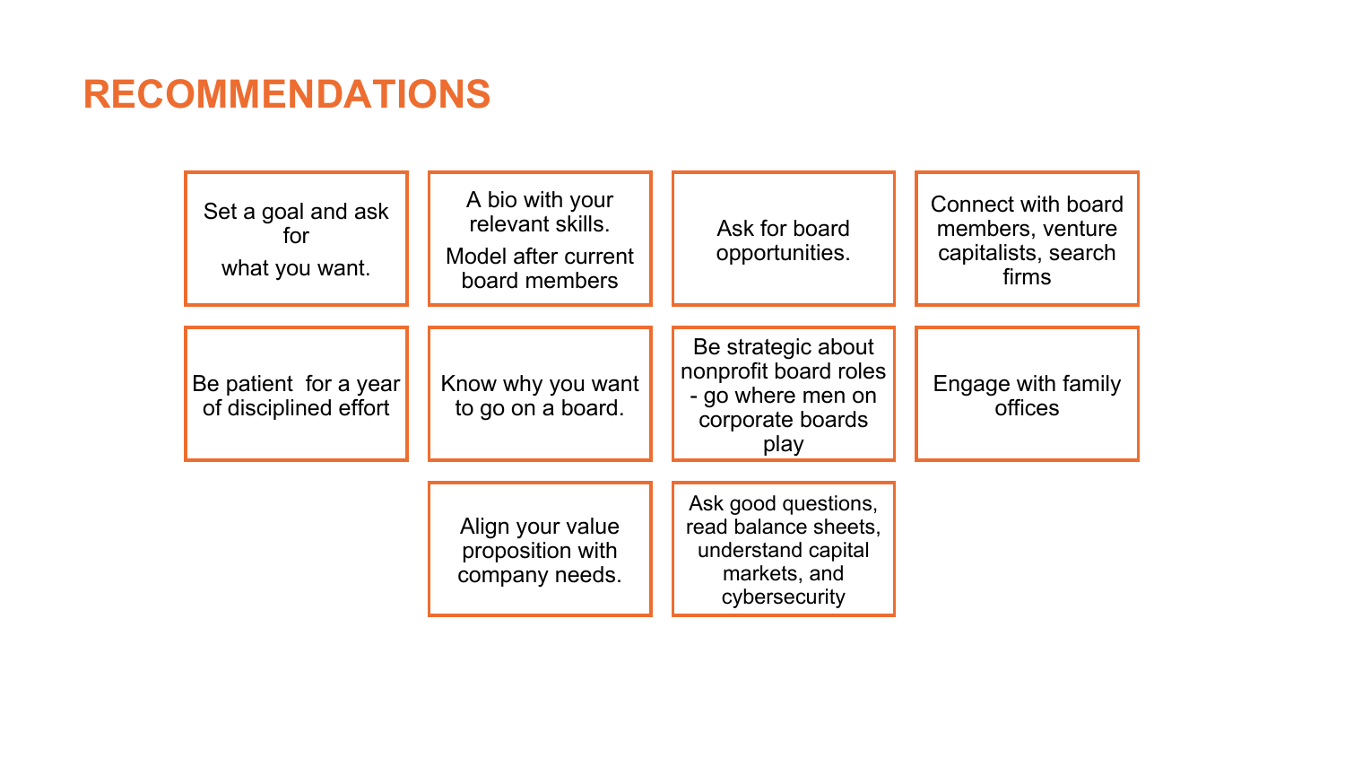# RECOMMENDATIONS

- Set a goal and ask for what you want.
- A bio with your relevant skills. Model after current board members
- Ask for board opportunities.
- Connect with board members, venture capitalists, search firms
- Be patient for a year of disciplined effort
- Know why you want to go on a board.
- Be strategic about nonprofit board roles - go where men on corporate boards play
- Engage with family offices
- Align your value proposition with company needs.
- Ask good questions, read balance sheets, understand capital markets, and cybersecurity